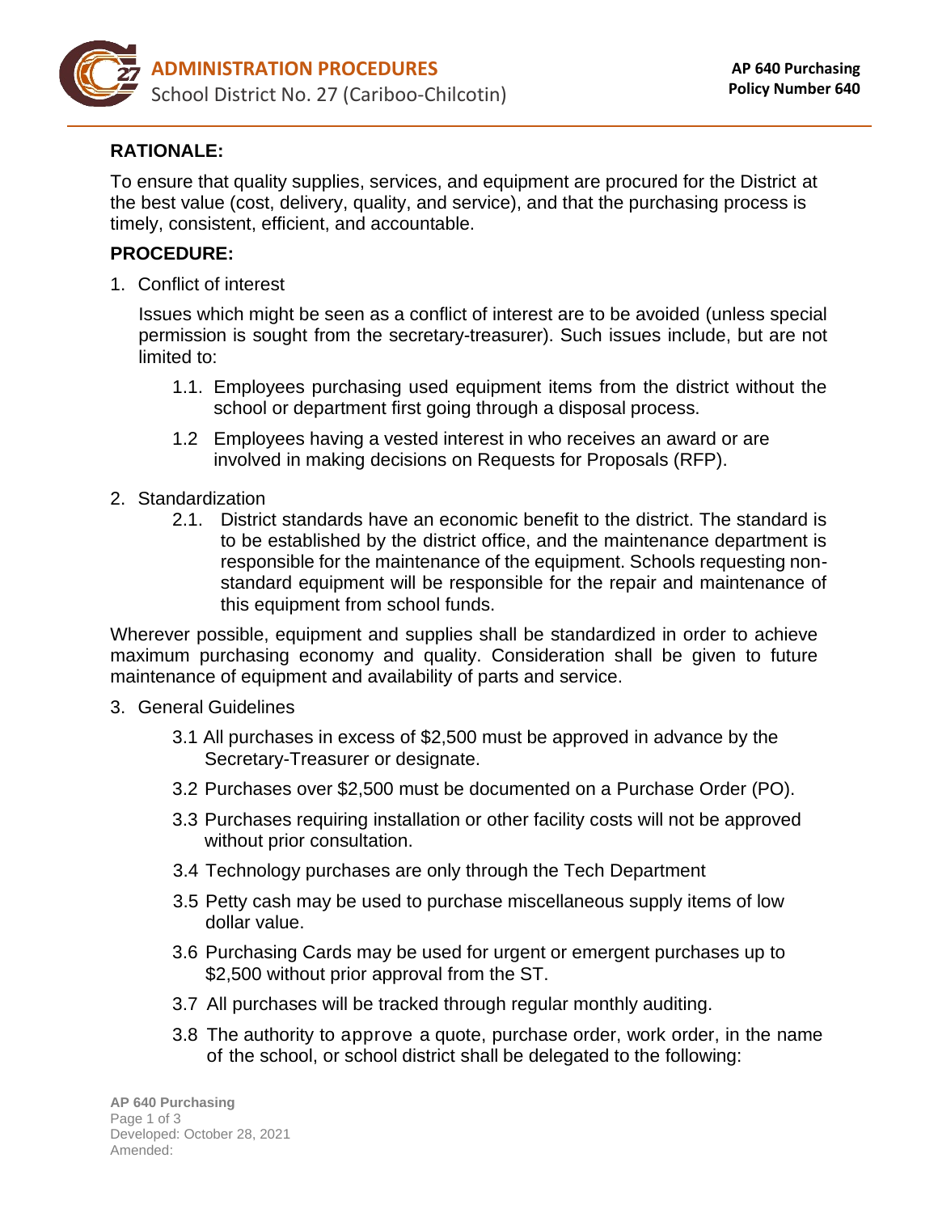# ADMINISTRATION PROCEDURES

School District No. 27 (Cariboo-Chilcotin)

**AP 640 Purchasing**
**Policy Number 640**

## RATIONALE:

To ensure that quality supplies, services, and equipment are procured for the District at the best value (cost, delivery, quality, and service), and that the purchasing process is timely, consistent, efficient, and accountable.

## PROCEDURE:

1. Conflict of interest

   Issues which might be seen as a conflict of interest are to be avoided (unless special permission is sought from the secretary-treasurer). Such issues include, but are not limited to:

   1.1. Employees purchasing used equipment items from the district without the school or department first going through a disposal process.

   1.2 Employees having a vested interest in who receives an award or are involved in making decisions on Requests for Proposals (RFP).

2. Standardization

   2.1. District standards have an economic benefit to the district. The standard is to be established by the district office, and the maintenance department is responsible for the maintenance of the equipment. Schools requesting non-standard equipment will be responsible for the repair and maintenance of this equipment from school funds.

Wherever possible, equipment and supplies shall be standardized in order to achieve maximum purchasing economy and quality. Consideration shall be given to future maintenance of equipment and availability of parts and service.

3. General Guidelines

   3.1 All purchases in excess of $2,500 must be approved in advance by the Secretary-Treasurer or designate.

   3.2 Purchases over $2,500 must be documented on a Purchase Order (PO).

   3.3 Purchases requiring installation or other facility costs will not be approved without prior consultation.

   3.4 Technology purchases are only through the Tech Department

   3.5 Petty cash may be used to purchase miscellaneous supply items of low dollar value.

   3.6 Purchasing Cards may be used for urgent or emergent purchases up to $2,500 without prior approval from the ST.

   3.7 All purchases will be tracked through regular monthly auditing.

   3.8 The authority to approve a quote, purchase order, work order, in the name of the school, or school district shall be delegated to the following: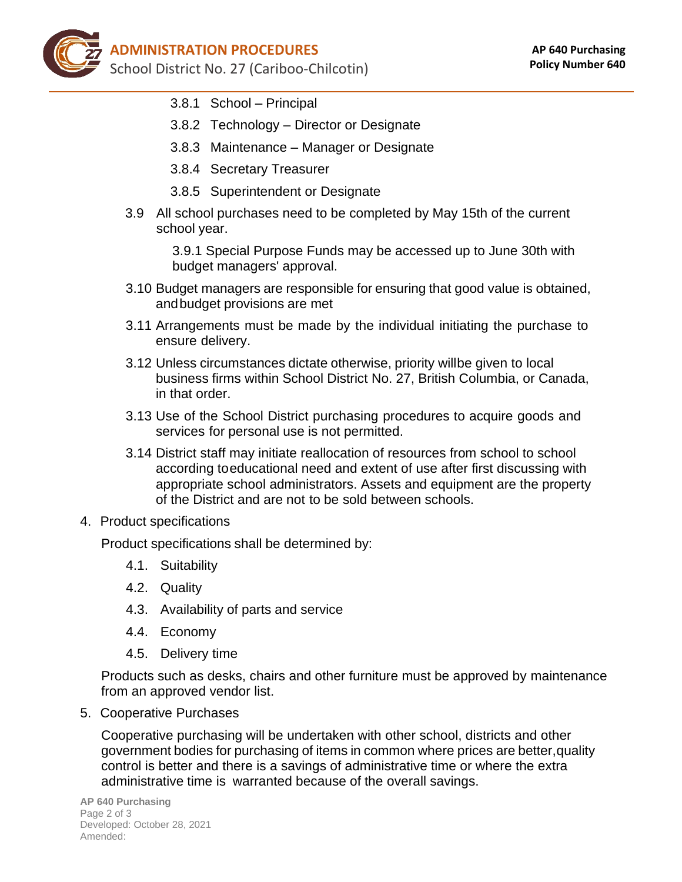3.8.1 School – Principal

3.8.2 Technology – Director or Designate

3.8.3 Maintenance – Manager or Designate

3.8.4 Secretary Treasurer

3.8.5 Superintendent or Designate

3.9 All school purchases need to be completed by May 15th of the current school year.

3.9.1 Special Purpose Funds may be accessed up to June 30th with budget managers' approval.

3.10 Budget managers are responsible for ensuring that good value is obtained, and budget provisions are met

3.11 Arrangements must be made by the individual initiating the purchase to ensure delivery.

3.12 Unless circumstances dictate otherwise, priority will be given to local business firms within School District No. 27, British Columbia, or Canada, in that order.

3.13 Use of the School District purchasing procedures to acquire goods and services for personal use is not permitted.

3.14 District staff may initiate reallocation of resources from school to school according to educational need and extent of use after first discussing with appropriate school administrators. Assets and equipment are the property of the District and are not to be sold between schools.

4. Product specifications

Product specifications shall be determined by:

4.1. Suitability

4.2. Quality

4.3. Availability of parts and service

4.4. Economy

4.5. Delivery time

Products such as desks, chairs and other furniture must be approved by maintenance from an approved vendor list.

5. Cooperative Purchases

Cooperative purchasing will be undertaken with other school, districts and other government bodies for purchasing of items in common where prices are better, quality control is better and there is a savings of administrative time or where the extra administrative time is warranted because of the overall savings.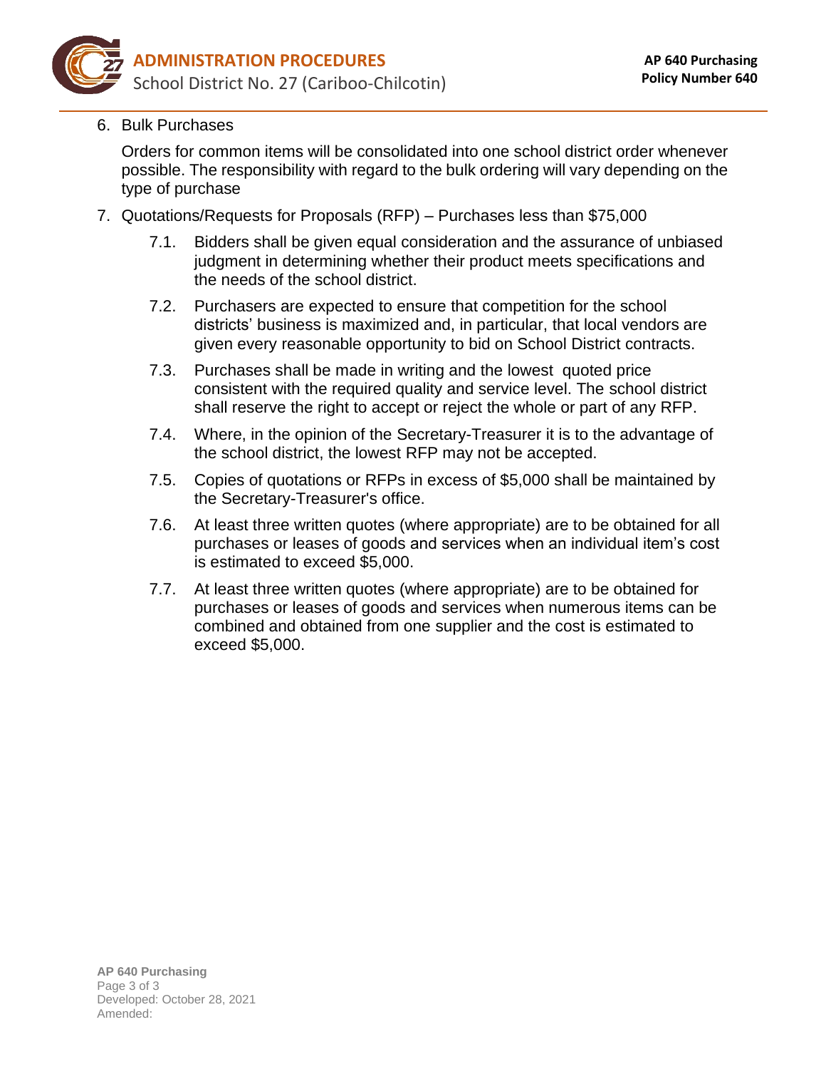6. Bulk Purchases

   Orders for common items will be consolidated into one school district order whenever possible. The responsibility with regard to the bulk ordering will vary depending on the type of purchase

7. Quotations/Requests for Proposals (RFP) – Purchases less than $75,000

   7.1. Bidders shall be given equal consideration and the assurance of unbiased judgment in determining whether their product meets specifications and the needs of the school district.

   7.2. Purchasers are expected to ensure that competition for the school districts' business is maximized and, in particular, that local vendors are given every reasonable opportunity to bid on School District contracts.

   7.3. Purchases shall be made in writing and the lowest quoted price consistent with the required quality and service level. The school district shall reserve the right to accept or reject the whole or part of any RFP.

   7.4. Where, in the opinion of the Secretary-Treasurer it is to the advantage of the school district, the lowest RFP may not be accepted.

   7.5. Copies of quotations or RFPs in excess of $5,000 shall be maintained by the Secretary-Treasurer's office.

   7.6. At least three written quotes (where appropriate) are to be obtained for all purchases or leases of goods and services when an individual item's cost is estimated to exceed $5,000.

   7.7. At least three written quotes (where appropriate) are to be obtained for purchases or leases of goods and services when numerous items can be combined and obtained from one supplier and the cost is estimated to exceed $5,000.

Developed: October 28, 2021
Amended: